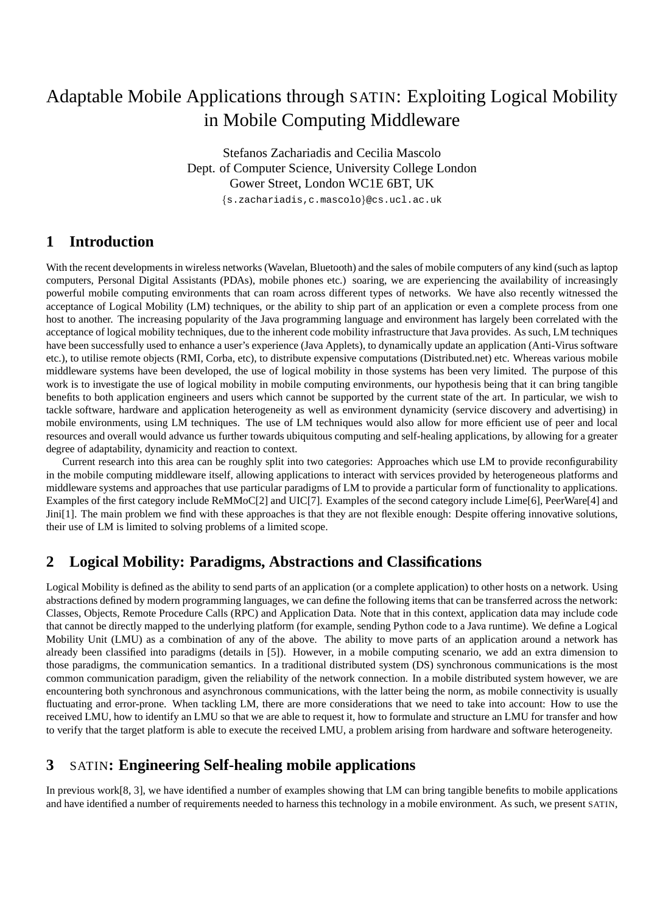# Adaptable Mobile Applications through SATIN: Exploiting Logical Mobility in Mobile Computing Middleware

Stefanos Zachariadis and Cecilia Mascolo
Dept. of Computer Science, University College London
Gower Street, London WC1E 6BT, UK
{s.zachariadis,c.mascolo}@cs.ucl.ac.uk

## 1 Introduction

With the recent developments in wireless networks (Wavelan, Bluetooth) and the sales of mobile computers of any kind (such as laptop computers, Personal Digital Assistants (PDAs), mobile phones etc.) soaring, we are experiencing the availability of increasingly powerful mobile computing environments that can roam across different types of networks. We have also recently witnessed the acceptance of Logical Mobility (LM) techniques, or the ability to ship part of an application or even a complete process from one host to another. The increasing popularity of the Java programming language and environment has largely been correlated with the acceptance of logical mobility techniques, due to the inherent code mobility infrastructure that Java provides. As such, LM techniques have been successfully used to enhance a user's experience (Java Applets), to dynamically update an application (Anti-Virus software etc.), to utilise remote objects (RMI, Corba, etc), to distribute expensive computations (Distributed.net) etc. Whereas various mobile middleware systems have been developed, the use of logical mobility in those systems has been very limited. The purpose of this work is to investigate the use of logical mobility in mobile computing environments, our hypothesis being that it can bring tangible benefits to both application engineers and users which cannot be supported by the current state of the art. In particular, we wish to tackle software, hardware and application heterogeneity as well as environment dynamicity (service discovery and advertising) in mobile environments, using LM techniques. The use of LM techniques would also allow for more efficient use of peer and local resources and overall would advance us further towards ubiquitous computing and self-healing applications, by allowing for a greater degree of adaptability, dynamicity and reaction to context.

Current research into this area can be roughly split into two categories: Approaches which use LM to provide reconfigurability in the mobile computing middleware itself, allowing applications to interact with services provided by heterogeneous platforms and middleware systems and approaches that use particular paradigms of LM to provide a particular form of functionality to applications. Examples of the first category include ReMMoC[2] and UIC[7]. Examples of the second category include Lime[6], PeerWare[4] and Jini[1]. The main problem we find with these approaches is that they are not flexible enough: Despite offering innovative solutions, their use of LM is limited to solving problems of a limited scope.

## 2 Logical Mobility: Paradigms, Abstractions and Classifications

Logical Mobility is defined as the ability to send parts of an application (or a complete application) to other hosts on a network. Using abstractions defined by modern programming languages, we can define the following items that can be transferred across the network: Classes, Objects, Remote Procedure Calls (RPC) and Application Data. Note that in this context, application data may include code that cannot be directly mapped to the underlying platform (for example, sending Python code to a Java runtime). We define a Logical Mobility Unit (LMU) as a combination of any of the above. The ability to move parts of an application around a network has already been classified into paradigms (details in [5]). However, in a mobile computing scenario, we add an extra dimension to those paradigms, the communication semantics. In a traditional distributed system (DS) synchronous communications is the most common communication paradigm, given the reliability of the network connection. In a mobile distributed system however, we are encountering both synchronous and asynchronous communications, with the latter being the norm, as mobile connectivity is usually fluctuating and error-prone. When tackling LM, there are more considerations that we need to take into account: How to use the received LMU, how to identify an LMU so that we are able to request it, how to formulate and structure an LMU for transfer and how to verify that the target platform is able to execute the received LMU, a problem arising from hardware and software heterogeneity.

## 3 SATIN: Engineering Self-healing mobile applications

In previous work[8, 3], we have identified a number of examples showing that LM can bring tangible benefits to mobile applications and have identified a number of requirements needed to harness this technology in a mobile environment. As such, we present SATIN,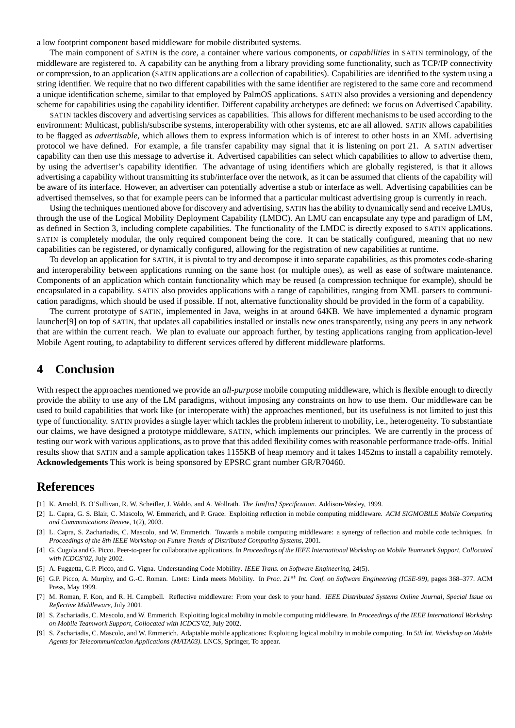a low footprint component based middleware for mobile distributed systems.

The main component of SATIN is the *core*, a container where various components, or *capabilities* in SATIN terminology, of the middleware are registered to. A capability can be anything from a library providing some functionality, such as TCP/IP connectivity or compression, to an application (SATIN applications are a collection of capabilities). Capabilities are identified to the system using a string identifier. We require that no two different capabilities with the same identifier are registered to the same core and recommend a unique identification scheme, similar to that employed by PalmOS applications. SATIN also provides a versioning and dependency scheme for capabilities using the capability identifier. Different capability archetypes are defined: we focus on Advertised Capability.

SATIN tackles discovery and advertising services as capabilities. This allows for different mechanisms to be used according to the environment: Multicast, publish/subscribe systems, interoperability with other systems, etc are all allowed. SATIN allows capabilities to be flagged as *advertisable*, which allows them to express information which is of interest to other hosts in an XML advertising protocol we have defined. For example, a file transfer capability may signal that it is listening on port 21. A SATIN advertiser capability can then use this message to advertise it. Advertised capabilities can select which capabilities to allow to advertise them, by using the advertiser's capability identifier. The advantage of using identifiers which are globally registered, is that it allows advertising a capability without transmitting its stub/interface over the network, as it can be assumed that clients of the capability will be aware of its interface. However, an advertiser can potentially advertise a stub or interface as well. Advertising capabilities can be advertised themselves, so that for example peers can be informed that a particular multicast advertising group is currently in reach.

Using the techniques mentioned above for discovery and advertising, SATIN has the ability to dynamically send and receive LMUs, through the use of the Logical Mobility Deployment Capability (LMDC). An LMU can encapsulate any type and paradigm of LM, as defined in Section 3, including complete capabilities. The functionality of the LMDC is directly exposed to SATIN applications. SATIN is completely modular, the only required component being the core. It can be statically configured, meaning that no new capabilities can be registered, or dynamically configured, allowing for the registration of new capabilities at runtime.

To develop an application for SATIN, it is pivotal to try and decompose it into separate capabilities, as this promotes code-sharing and interoperability between applications running on the same host (or multiple ones), as well as ease of software maintenance. Components of an application which contain functionality which may be reused (a compression technique for example), should be encapsulated in a capability. SATIN also provides applications with a range of capabilities, ranging from XML parsers to communication paradigms, which should be used if possible. If not, alternative functionality should be provided in the form of a capability.

The current prototype of SATIN, implemented in Java, weighs in at around 64KB. We have implemented a dynamic program launcher[9] on top of SATIN, that updates all capabilities installed or installs new ones transparently, using any peers in any network that are within the current reach. We plan to evaluate our approach further, by testing applications ranging from application-level Mobile Agent routing, to adaptability to different services offered by different middleware platforms.

# 4 Conclusion

With respect the approaches mentioned we provide an *all-purpose* mobile computing middleware, which is flexible enough to directly provide the ability to use any of the LM paradigms, without imposing any constraints on how to use them. Our middleware can be used to build capabilities that work like (or interoperate with) the approaches mentioned, but its usefulness is not limited to just this type of functionality. SATIN provides a single layer which tackles the problem inherent to mobility, i.e., heterogeneity. To substantiate our claims, we have designed a prototype middleware, SATIN, which implements our principles. We are currently in the process of testing our work with various applications, as to prove that this added flexibility comes with reasonable performance trade-offs. Initial results show that SATIN and a sample application takes 1155KB of heap memory and it takes 1452ms to install a capability remotely.
**Acknowledgements** This work is being sponsored by EPSRC grant number GR/R70460.

# References

[1] K. Arnold, B. O'Sullivan, R. W. Scheifler, J. Waldo, and A. Wollrath. *The Jini[tm] Specification*. Addison-Wesley, 1999.

[2] L. Capra, G. S. Blair, C. Mascolo, W. Emmerich, and P. Grace. Exploiting reflection in mobile computing middleware. *ACM SIGMOBILE Mobile Computing and Communications Review*, 1(2), 2003.

[3] L. Capra, S. Zachariadis, C. Mascolo, and W. Emmerich. Towards a mobile computing middleware: a synergy of reflection and mobile code techniques. In *Proceedings of the 8th IEEE Workshop on Future Trends of Distributed Computing Systems*, 2001.

[4] G. Cugola and G. Picco. Peer-to-peer for collaborative applications. In *Proceedings of the IEEE International Workshop on Mobile Teamwork Support, Collocated with ICDCS'02*, July 2002.

[5] A. Fuggetta, G.P. Picco, and G. Vigna. Understanding Code Mobility. *IEEE Trans. on Software Engineering*, 24(5).

[6] G.P. Picco, A. Murphy, and G.-C. Roman. LIME: Linda meets Mobility. In *Proc. 21$^{st}$ Int. Conf. on Software Engineering (ICSE-99)*, pages 368–377. ACM Press, May 1999.

[7] M. Roman, F. Kon, and R. H. Campbell. Reflective middleware: From your desk to your hand. *IEEE Distributed Systems Online Journal, Special Issue on Reflective Middleware*, July 2001.

[8] S. Zachariadis, C. Mascolo, and W. Emmerich. Exploiting logical mobility in mobile computing middleware. In *Proceedings of the IEEE International Workshop on Mobile Teamwork Support, Collocated with ICDCS'02*, July 2002.

[9] S. Zachariadis, C. Mascolo, and W. Emmerich. Adaptable mobile applications: Exploiting logical mobility in mobile computing. In *5th Int. Workshop on Mobile Agents for Telecommunication Applications (MATA03)*. LNCS, Springer, To appear.